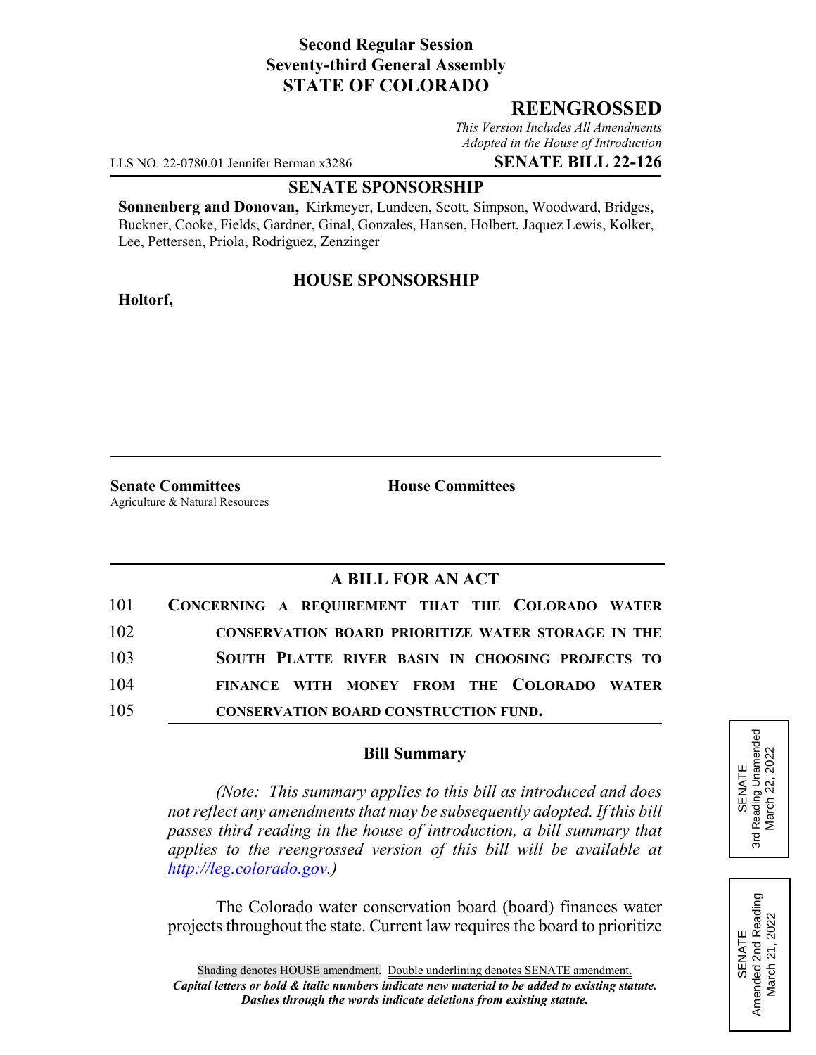**Second Regular Session**
**Seventy-third General Assembly**
**STATE OF COLORADO**

## REENGROSSED

*This Version Includes All Amendments Adopted in the House of Introduction*

LLS NO. 22-0780.01 Jennifer Berman x3286 **SENATE BILL 22-126**

**SENATE SPONSORSHIP**

**Sonnenberg and Donovan,** Kirkmeyer, Lundeen, Scott, Simpson, Woodward, Bridges, Buckner, Cooke, Fields, Gardner, Ginal, Gonzales, Hansen, Holbert, Jaquez Lewis, Kolker, Lee, Pettersen, Priola, Rodriguez, Zenzinger

**HOUSE SPONSORSHIP**

**Holtorf,**

**Senate Committees**
Agriculture & Natural Resources

**House Committees**

SENATE
3rd Reading Unamended
March 22, 2022

SENATE
Amended 2nd Reading
March 21, 2022

### A BILL FOR AN ACT

101 **CONCERNING A REQUIREMENT THAT THE COLORADO WATER**
102 **CONSERVATION BOARD PRIORITIZE WATER STORAGE IN THE**
103 **SOUTH PLATTE RIVER BASIN IN CHOOSING PROJECTS TO**
104 **FINANCE WITH MONEY FROM THE COLORADO WATER**
105 **CONSERVATION BOARD CONSTRUCTION FUND.**

### Bill Summary

*(Note: This summary applies to this bill as introduced and does not reflect any amendments that may be subsequently adopted. If this bill passes third reading in the house of introduction, a bill summary that applies to the reengrossed version of this bill will be available at http://leg.colorado.gov.)*

The Colorado water conservation board (board) finances water projects throughout the state. Current law requires the board to prioritize

Shading denotes HOUSE amendment. Double underlining denotes SENATE amendment.
***Capital letters or bold & italic numbers indicate new material to be added to existing statute.***
***Dashes through the words indicate deletions from existing statute.***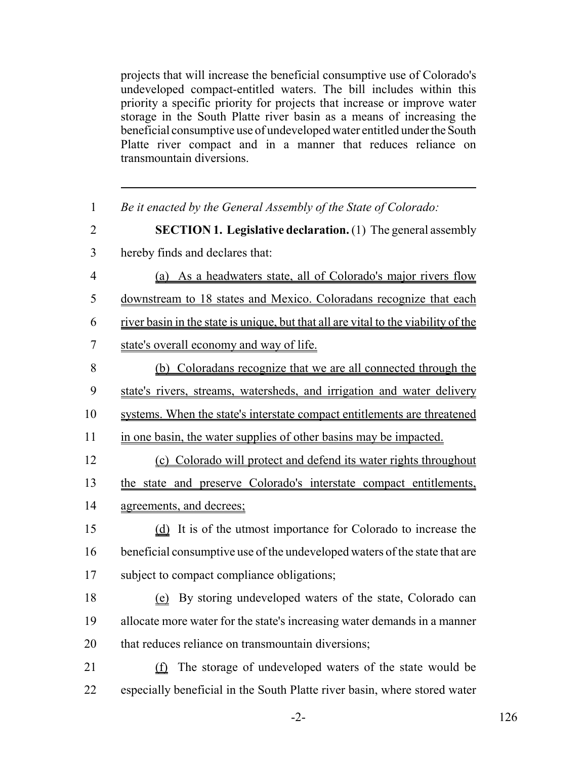projects that will increase the beneficial consumptive use of Colorado's undeveloped compact-entitled waters. The bill includes within this priority a specific priority for projects that increase or improve water storage in the South Platte river basin as a means of increasing the beneficial consumptive use of undeveloped water entitled under the South Platte river compact and in a manner that reduces reliance on transmountain diversions.

---

1 *Be it enacted by the General Assembly of the State of Colorado:*

2 **SECTION 1. Legislative declaration.** (1) The general assembly
3 hereby finds and declares that:

4 (a) As a headwaters state, all of Colorado's major rivers flow
5 downstream to 18 states and Mexico. Coloradans recognize that each
6 river basin in the state is unique, but that all are vital to the viability of the
7 state's overall economy and way of life.

8 (b) Coloradans recognize that we are all connected through the
9 state's rivers, streams, watersheds, and irrigation and water delivery
10 systems. When the state's interstate compact entitlements are threatened
11 in one basin, the water supplies of other basins may be impacted.

12 (c) Colorado will protect and defend its water rights throughout
13 the state and preserve Colorado's interstate compact entitlements,
14 agreements, and decrees;

15 (d) It is of the utmost importance for Colorado to increase the
16 beneficial consumptive use of the undeveloped waters of the state that are
17 subject to compact compliance obligations;

18 (e) By storing undeveloped waters of the state, Colorado can
19 allocate more water for the state's increasing water demands in a manner
20 that reduces reliance on transmountain diversions;

21 (f) The storage of undeveloped waters of the state would be
22 especially beneficial in the South Platte river basin, where stored water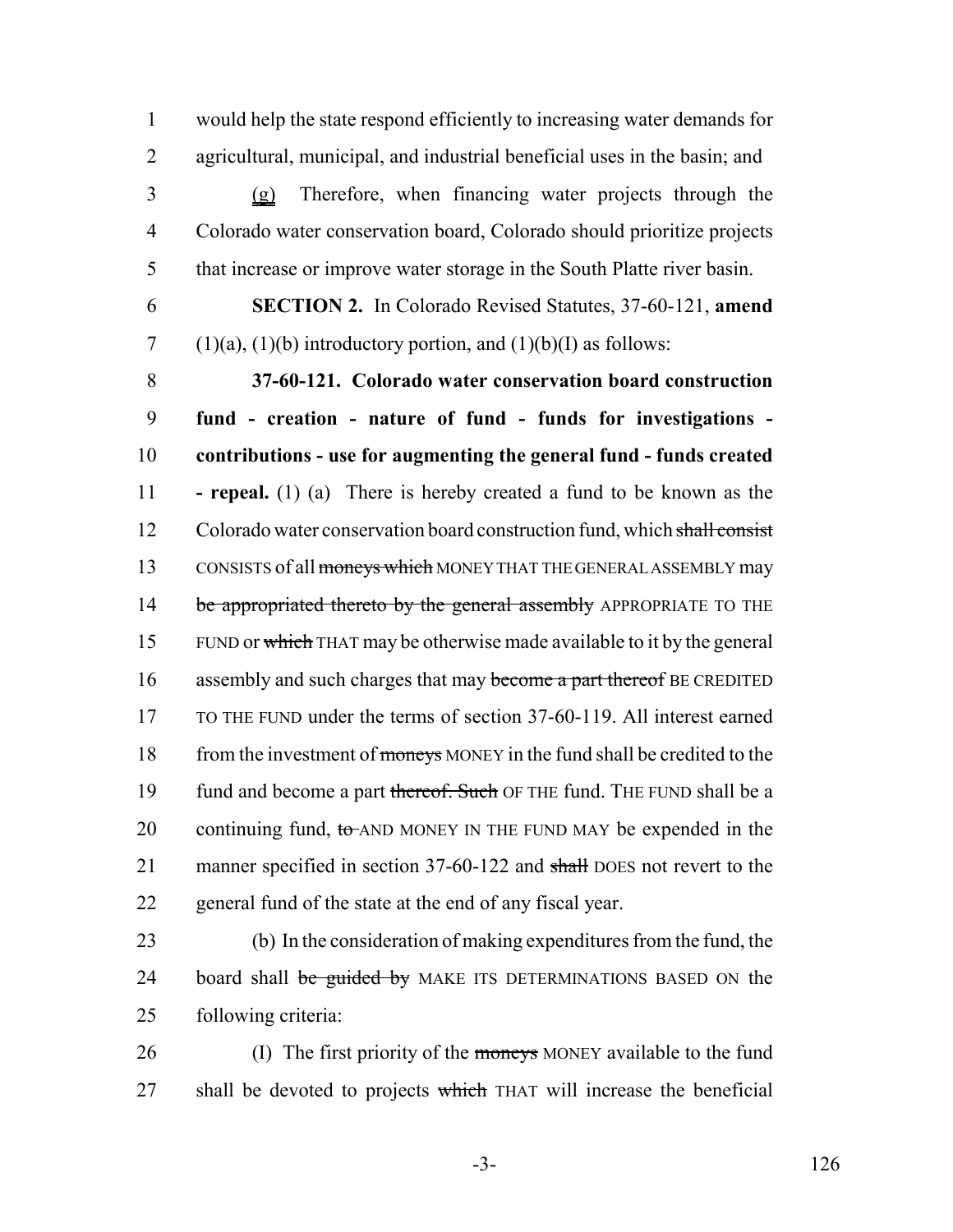would help the state respond efficiently to increasing water demands for agricultural, municipal, and industrial beneficial uses in the basin; and

(g) Therefore, when financing water projects through the Colorado water conservation board, Colorado should prioritize projects that increase or improve water storage in the South Platte river basin.

**SECTION 2.** In Colorado Revised Statutes, 37-60-121, **amend** (1)(a), (1)(b) introductory portion, and (1)(b)(I) as follows:

**37-60-121. Colorado water conservation board construction fund - creation - nature of fund - funds for investigations - contributions - use for augmenting the general fund - funds created - repeal.** (1) (a) There is hereby created a fund to be known as the Colorado water conservation board construction fund, which ~~shall consist~~ CONSISTS of all ~~moneys which~~ MONEY THAT THE GENERAL ASSEMBLY may ~~be appropriated thereto by the general assembly~~ APPROPRIATE TO THE FUND or ~~which~~ THAT may be otherwise made available to it by the general assembly and such charges that may ~~become a part thereof~~ BE CREDITED TO THE FUND under the terms of section 37-60-119. All interest earned from the investment of ~~moneys~~ MONEY in the fund shall be credited to the fund and become a part ~~thereof. Such~~ OF THE fund. THE FUND shall be a continuing fund, ~~to~~ AND MONEY IN THE FUND MAY be expended in the manner specified in section 37-60-122 and ~~shall~~ DOES not revert to the general fund of the state at the end of any fiscal year.

(b) In the consideration of making expenditures from the fund, the board shall ~~be guided by~~ MAKE ITS DETERMINATIONS BASED ON the following criteria:

(I) The first priority of the ~~moneys~~ MONEY available to the fund shall be devoted to projects ~~which~~ THAT will increase the beneficial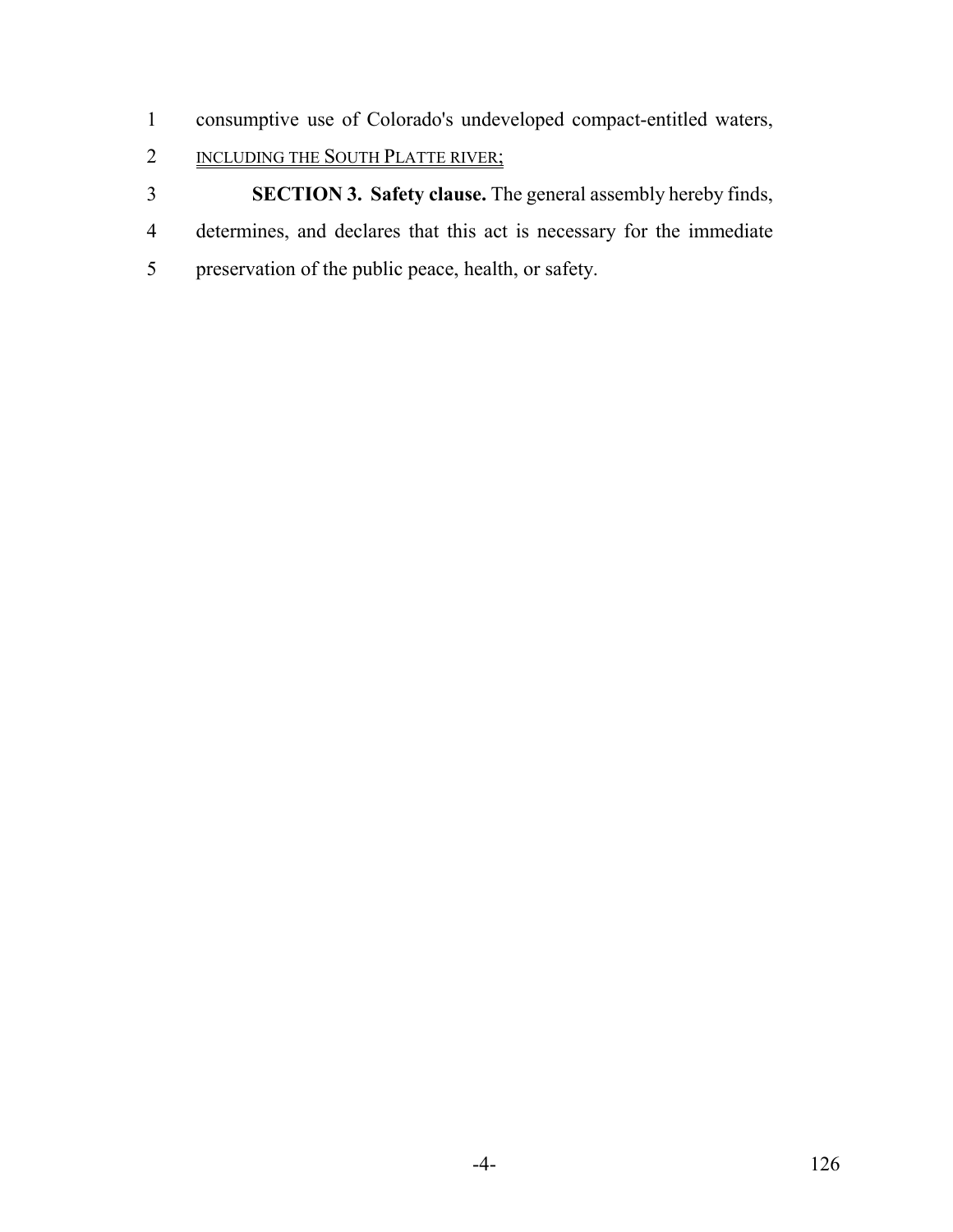consumptive use of Colorado's undeveloped compact-entitled waters, INCLUDING THE SOUTH PLATTE RIVER;

**SECTION 3. Safety clause.** The general assembly hereby finds, determines, and declares that this act is necessary for the immediate preservation of the public peace, health, or safety.